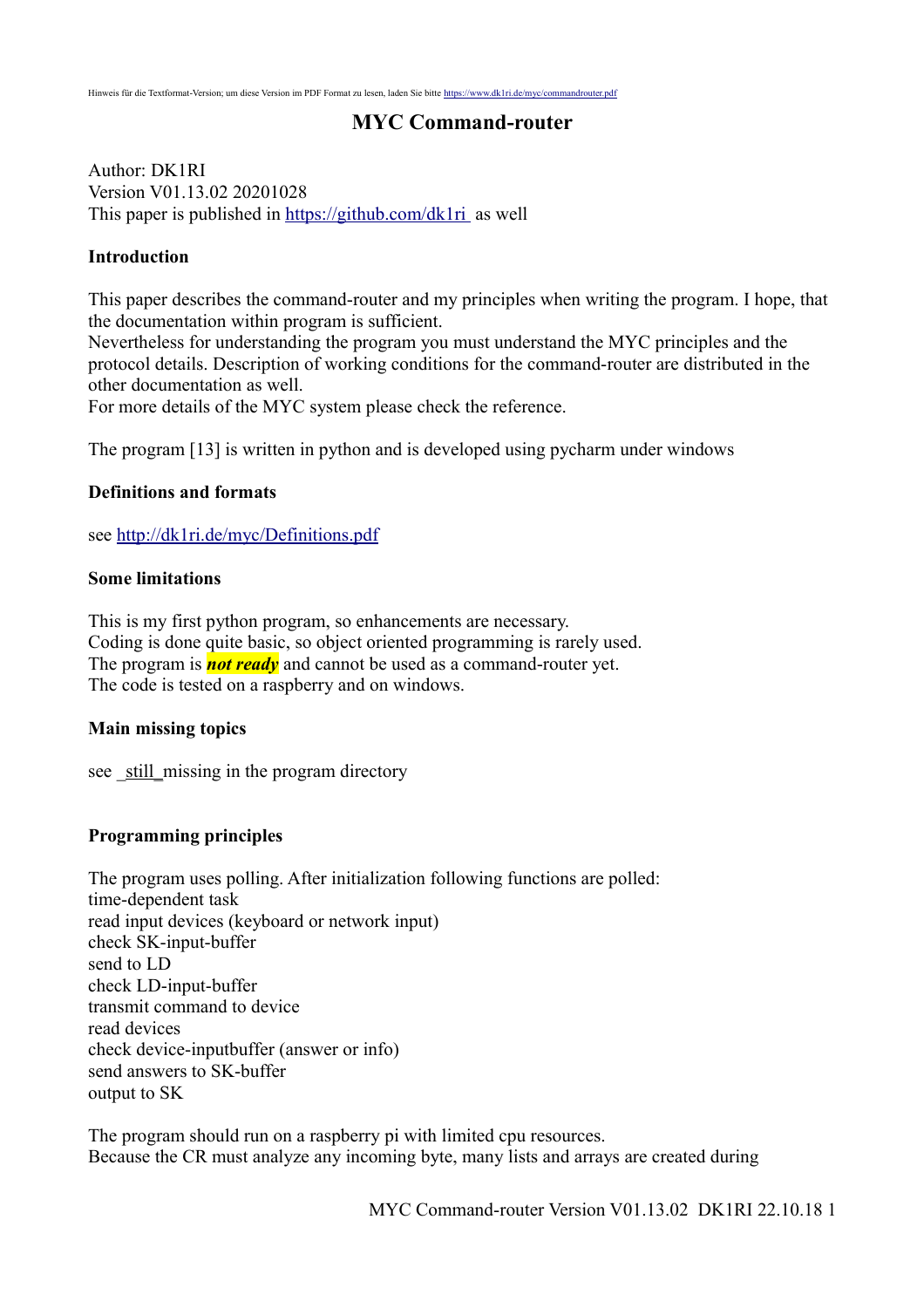Hinweis für die Textformat-Version; um diese Version im PDF Format zu lesen, laden Sie bitte https://www.dk1ri.de/myc/commandrouter.pdf

# MYC Command-router

Author: DK1RI
Version V01.13.02 20201028
This paper is published in https://github.com/dk1ri as well

## Introduction

This paper describes the command-router and my principles when writing the program. I hope, that the documentation within program is sufficient.
Nevertheless for understanding the program you must understand the MYC principles and the protocol details. Description of working conditions for the command-router are distributed in the other documentation as well.
For more details of the MYC system please check the reference.

The program [13] is written in python and is developed using pycharm under windows

## Definitions and formats

see http://dk1ri.de/myc/Definitions.pdf

## Some limitations

This is my first python program, so enhancements are necessary.
Coding is done quite basic, so object oriented programming is rarely used.
The program is ***not ready*** and cannot be used as a command-router yet.
The code is tested on a raspberry and on windows.

## Main missing topics

see _still_missing in the program directory

## Programming principles

The program uses polling. After initialization following functions are polled:
time-dependent task
read input devices (keyboard or network input)
check SK-input-buffer
send to LD
check LD-input-buffer
transmit command to device
read devices
check device-inputbuffer (answer or info)
send answers to SK-buffer
output to SK

The program should run on a raspberry pi with limited cpu resources.
Because the CR must analyze any incoming byte, many lists and arrays are created during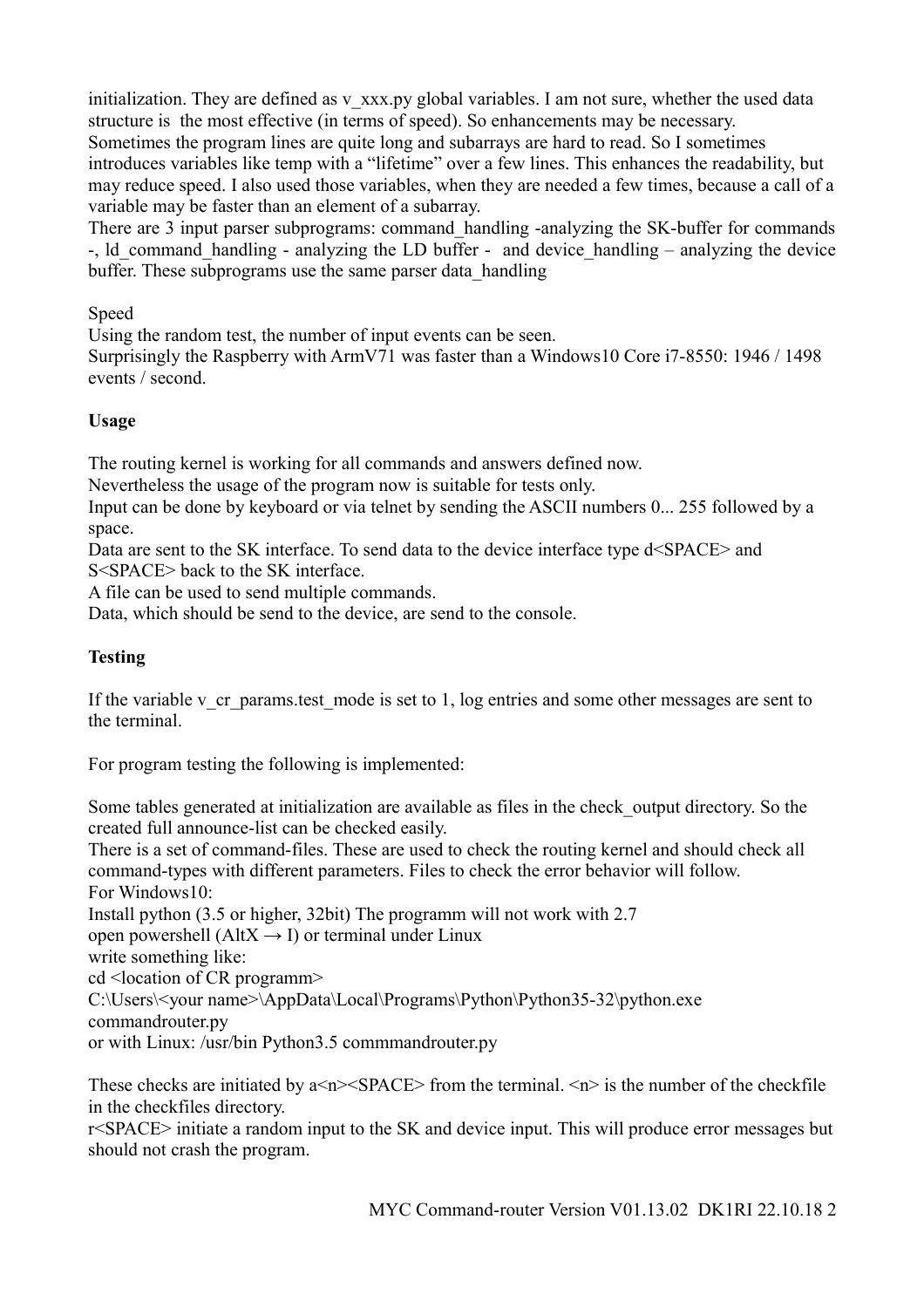initialization. They are defined as v_xxx.py global variables. I am not sure, whether the used data structure is the most effective (in terms of speed). So enhancements may be necessary.
Sometimes the program lines are quite long and subarrays are hard to read. So I sometimes introduces variables like temp with a "lifetime" over a few lines. This enhances the readability, but may reduce speed. I also used those variables, when they are needed a few times, because a call of a variable may be faster than an element of a subarray.
There are 3 input parser subprograms: command_handling -analyzing the SK-buffer for commands -, ld_command_handling - analyzing the LD buffer - and device_handling – analyzing the device buffer. These subprograms use the same parser data_handling

Speed
Using the random test, the number of input events can be seen.
Surprisingly the Raspberry with ArmV71 was faster than a Windows10 Core i7-8550: 1946 / 1498 events / second.

**Usage**

The routing kernel is working for all commands and answers defined now.
Nevertheless the usage of the program now is suitable for tests only.
Input can be done by keyboard or via telnet by sending the ASCII numbers 0... 255 followed by a space.
Data are sent to the SK interface. To send data to the device interface type d<SPACE> and S<SPACE> back to the SK interface.
A file can be used to send multiple commands.
Data, which should be send to the device, are send to the console.

**Testing**

If the variable v_cr_params.test_mode is set to 1, log entries and some other messages are sent to the terminal.

For program testing the following is implemented:

Some tables generated at initialization are available as files in the check_output directory. So the created full announce-list can be checked easily.
There is a set of command-files. These are used to check the routing kernel and should check all command-types with different parameters. Files to check the error behavior will follow.
For Windows10:
Install python (3.5 or higher, 32bit) The programm will not work with 2.7
open powershell (AltX → I) or terminal under Linux
write something like:
cd <location of CR programm>
C:\Users\<your name>\AppData\Local\Programs\Python\Python35-32\python.exe commandrouter.py
or with Linux: /usr/bin Python3.5 commmandrouter.py

These checks are initiated by a<n><SPACE> from the terminal. <n> is the number of the checkfile in the checkfiles directory.
r<SPACE> initiate a random input to the SK and device input. This will produce error messages but should not crash the program.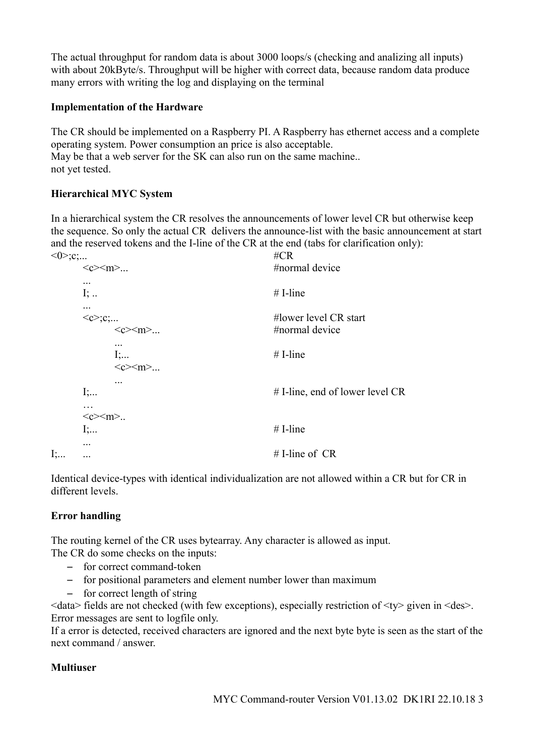The actual throughput for random data is about 3000 loops/s (checking and analizing all inputs) with about 20kByte/s. Throughput will be higher with correct data, because random data produce many errors with writing the log and displaying on the terminal

**Implementation of the Hardware**

The CR should be implemented on a Raspberry PI. A Raspberry has ethernet access and a complete operating system. Power consumption an price is also acceptable.
May be that a web server for the SK can also run on the same machine..
not yet tested.

**Hierarchical MYC System**

In a hierarchical system the CR resolves the announcements of lower level CR but otherwise keep the sequence. So only the actual CR delivers the announce-list with the basic announcement at start and the reserved tokens and the I-line of the CR at the end (tabs for clarification only):

```
<0>;c;...                                   #CR
        <c><m>...                           #normal device
        ...
        I; ..                               # I-line
        ...
        <c>;c;...                           #lower level CR start
                <c><m>...                   #normal device
                ...
                I;...                       # I-line
                <c><m>...
                ...
        I;...                               # I-line, end of lower level CR
        …
        <c><m>..
        I;...                               # I-line
        ...
I;...   ...                                 # I-line of  CR
```

Identical device-types with identical individualization are not allowed within a CR but for CR in different levels.

**Error handling**

The routing kernel of the CR uses bytearray. Any character is allowed as input.
The CR do some checks on the inputs:

- for correct command-token
- for positional parameters and element number lower than maximum
- for correct length of string

<data> fields are not checked (with few exceptions), especially restriction of <ty> given in <des>.
Error messages are sent to logfile only.
If a error is detected, received characters are ignored and the next byte byte is seen as the start of the next command / answer.

**Multiuser**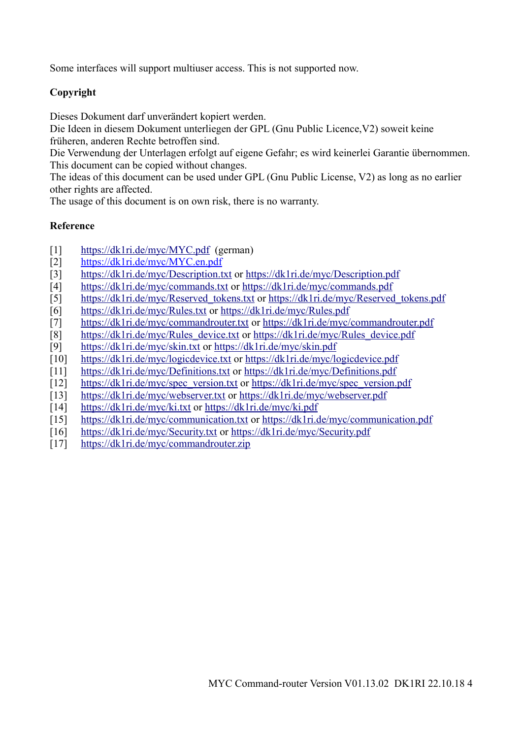Some interfaces will support multiuser access. This is not supported now.

**Copyright**

Dieses Dokument darf unverändert kopiert werden.
Die Ideen in diesem Dokument unterliegen der GPL (Gnu Public Licence,V2) soweit keine früheren, anderen Rechte betroffen sind.
Die Verwendung der Unterlagen erfolgt auf eigene Gefahr; es wird keinerlei Garantie übernommen.
This document can be copied without changes.
The ideas of this document can be used under GPL (Gnu Public License, V2) as long as no earlier other rights are affected.
The usage of this document is on own risk, there is no warranty.

**Reference**

[1] https://dk1ri.de/myc/MYC.pdf (german)
[2] https://dk1ri.de/myc/MYC.en.pdf
[3] https://dk1ri.de/myc/Description.txt or https://dk1ri.de/myc/Description.pdf
[4] https://dk1ri.de/myc/commands.txt or https://dk1ri.de/myc/commands.pdf
[5] https://dk1ri.de/myc/Reserved_tokens.txt or https://dk1ri.de/myc/Reserved_tokens.pdf
[6] https://dk1ri.de/myc/Rules.txt or https://dk1ri.de/myc/Rules.pdf
[7] https://dk1ri.de/myc/commandrouter.txt or https://dk1ri.de/myc/commandrouter.pdf
[8] https://dk1ri.de/myc/Rules_device.txt or https://dk1ri.de/myc/Rules_device.pdf
[9] https://dk1ri.de/myc/skin.txt or https://dk1ri.de/myc/skin.pdf
[10] https://dk1ri.de/myc/logicdevice.txt or https://dk1ri.de/myc/logicdevice.pdf
[11] https://dk1ri.de/myc/Definitions.txt or https://dk1ri.de/myc/Definitions.pdf
[12] https://dk1ri.de/myc/spec_version.txt or https://dk1ri.de/myc/spec_version.pdf
[13] https://dk1ri.de/myc/webserver.txt or https://dk1ri.de/myc/webserver.pdf
[14] https://dk1ri.de/myc/ki.txt or https://dk1ri.de/myc/ki.pdf
[15] https://dk1ri.de/myc/communication.txt or https://dk1ri.de/myc/communication.pdf
[16] https://dk1ri.de/myc/Security.txt or https://dk1ri.de/myc/Security.pdf
[17] https://dk1ri.de/myc/commandrouter.zip